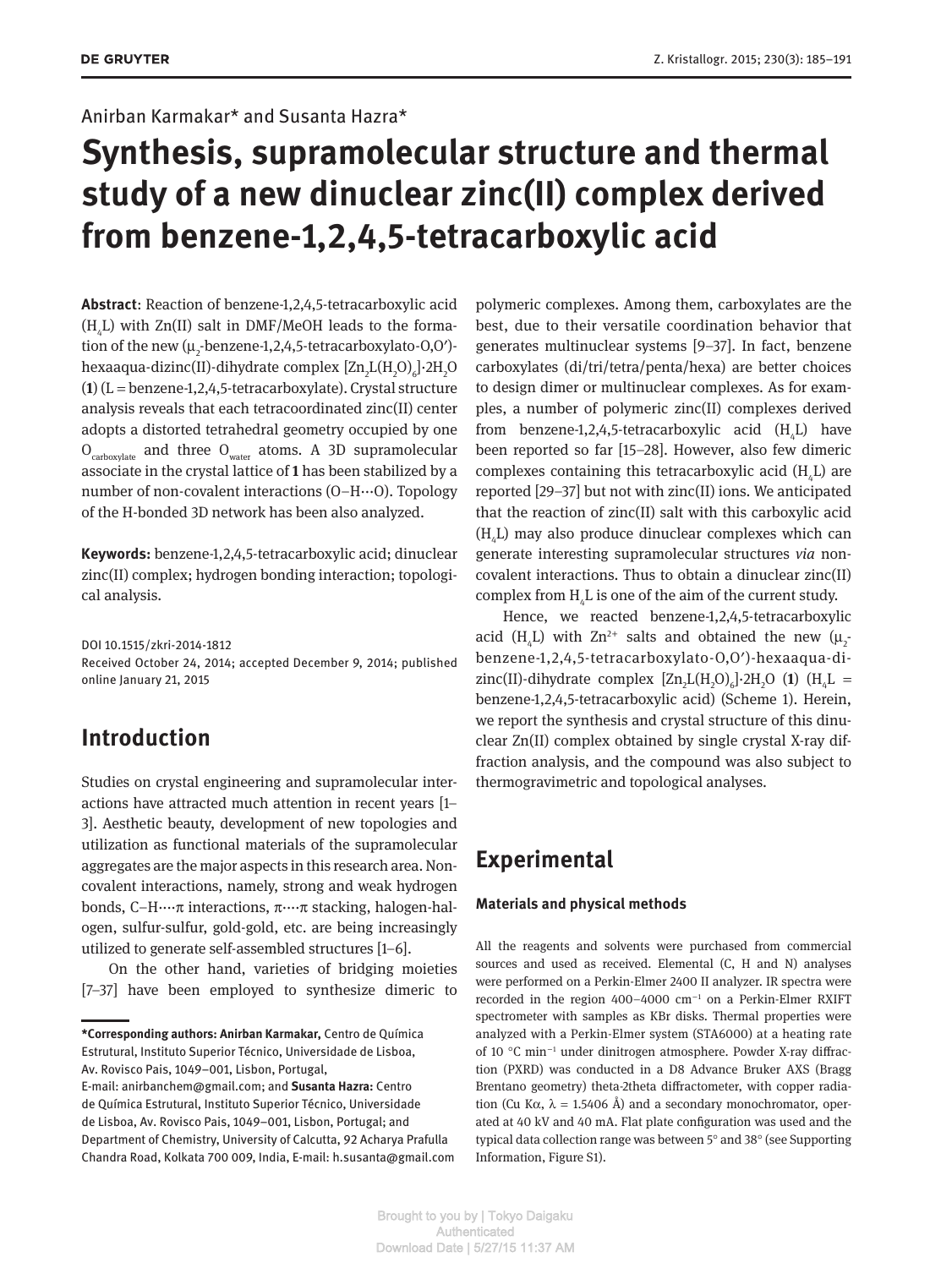Anirban Karmakar* and Susanta Hazra*

# Synthesis, supramolecular structure and thermal study of a new dinuclear zinc(II) complex derived from benzene-1,2,4,5-tetracarboxylic acid

**Abstract**: Reaction of benzene-1,2,4,5-tetracarboxylic acid ($H_4L$) with Zn(II) salt in DMF/MeOH leads to the formation of the new ($\mu_2$-benzene-1,2,4,5-tetracarboxylato-O,O′)-hexaaqua-dizinc(II)-dihydrate complex $[Zn_2L(H_2O)_6]{\cdot}2H_2O$ (**1**) (L = benzene-1,2,4,5-tetracarboxylate). Crystal structure analysis reveals that each tetracoordinated zinc(II) center adopts a distorted tetrahedral geometry occupied by one $O_{carboxylate}$ and three $O_{water}$ atoms. A 3D supramolecular associate in the crystal lattice of **1** has been stabilized by a number of non-covalent interactions (O–H···O). Topology of the H-bonded 3D network has been also analyzed.

**Keywords:** benzene-1,2,4,5-tetracarboxylic acid; dinuclear zinc(II) complex; hydrogen bonding interaction; topological analysis.

DOI 10.1515/zkri-2014-1812
Received October 24, 2014; accepted December 9, 2014; published online January 21, 2015

## Introduction

Studies on crystal engineering and supramolecular interactions have attracted much attention in recent years [1–3]. Aesthetic beauty, development of new topologies and utilization as functional materials of the supramolecular aggregates are the major aspects in this research area. Non-covalent interactions, namely, strong and weak hydrogen bonds, C–H····π interactions, π····π stacking, halogen-halogen, sulfur-sulfur, gold-gold, etc. are being increasingly utilized to generate self-assembled structures [1–6].

On the other hand, varieties of bridging moieties [7–37] have been employed to synthesize dimeric to polymeric complexes. Among them, carboxylates are the best, due to their versatile coordination behavior that generates multinuclear systems [9–37]. In fact, benzene carboxylates (di/tri/tetra/penta/hexa) are better choices to design dimer or multinuclear complexes. As for examples, a number of polymeric zinc(II) complexes derived from benzene-1,2,4,5-tetracarboxylic acid ($H_4L$) have been reported so far [15–28]. However, also few dimeric complexes containing this tetracarboxylic acid ($H_4L$) are reported [29–37] but not with zinc(II) ions. We anticipated that the reaction of zinc(II) salt with this carboxylic acid ($H_4L$) may also produce dinuclear complexes which can generate interesting supramolecular structures *via* non-covalent interactions. Thus to obtain a dinuclear zinc(II) complex from $H_4L$ is one of the aim of the current study.

Hence, we reacted benzene-1,2,4,5-tetracarboxylic acid ($H_4L$) with $Zn^{2+}$ salts and obtained the new ($\mu_2$-benzene-1,2,4,5-tetracarboxylato-O,O′)-hexaaqua-dizinc(II)-dihydrate complex $[Zn_2L(H_2O)_6]{\cdot}2H_2O$ (**1**) ($H_4L$ = benzene-1,2,4,5-tetracarboxylic acid) (Scheme 1). Herein, we report the synthesis and crystal structure of this dinuclear Zn(II) complex obtained by single crystal X-ray diffraction analysis, and the compound was also subject to thermogravimetric and topological analyses.

## Experimental

### Materials and physical methods

All the reagents and solvents were purchased from commercial sources and used as received. Elemental (C, H and N) analyses were performed on a Perkin-Elmer 2400 II analyzer. IR spectra were recorded in the region 400–4000 $cm^{-1}$ on a Perkin-Elmer RXIFT spectrometer with samples as KBr disks. Thermal properties were analyzed with a Perkin-Elmer system (STA6000) at a heating rate of 10 °C $min^{-1}$ under dinitrogen atmosphere. Powder X-ray diffraction (PXRD) was conducted in a D8 Advance Bruker AXS (Bragg Brentano geometry) theta-2theta diffractometer, with copper radiation (Cu Kα, λ = 1.5406 Å) and a secondary monochromator, operated at 40 kV and 40 mA. Flat plate configuration was used and the typical data collection range was between 5° and 38° (see Supporting Information, Figure S1).

---

***Corresponding authors: Anirban Karmakar,** Centro de Química Estrutural, Instituto Superior Técnico, Universidade de Lisboa, Av. Rovisco Pais, 1049–001, Lisbon, Portugal, E-mail: anirbanchem@gmail.com; and **Susanta Hazra:** Centro de Química Estrutural, Instituto Superior Técnico, Universidade de Lisboa, Av. Rovisco Pais, 1049–001, Lisbon, Portugal; and Department of Chemistry, University of Calcutta, 92 Acharya Prafulla Chandra Road, Kolkata 700 009, India, E-mail: h.susanta@gmail.com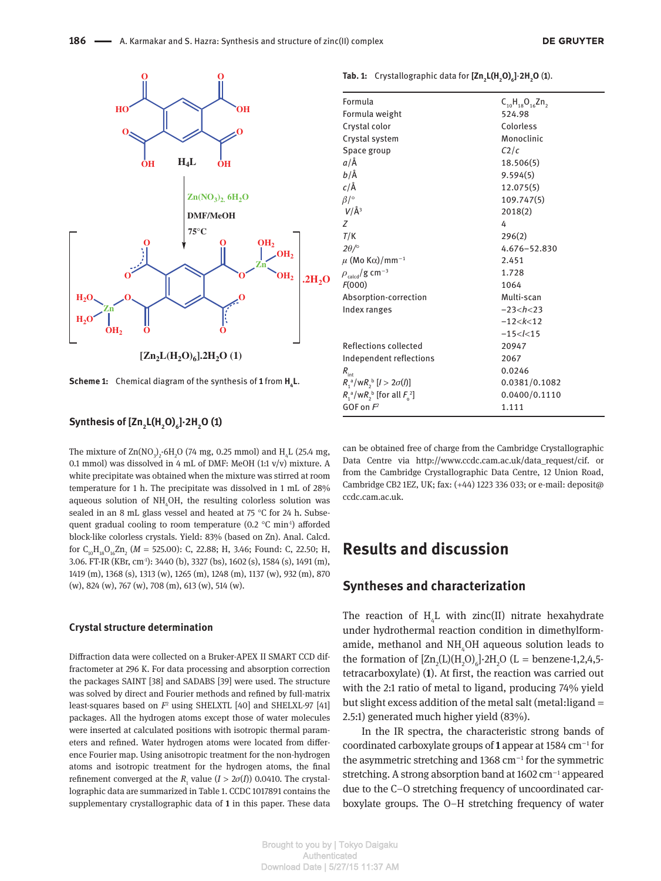Scheme 1: Chemical diagram of the synthesis of **1** from $H_4L$.

Tab. 1: Crystallographic data for $[Zn_2L(H_2O)_6]\cdot 2H_2O$ (**1**).

| | |
|---|---|
| Formula | $C_{10}H_{18}O_{16}Zn_2$ |
| Formula weight | 524.98 |
| Crystal color | Colorless |
| Crystal system | Monoclinic |
| Space group | $C2/c$ |
| $a$/Å | 18.506(5) |
| $b$/Å | 9.594(5) |
| $c$/Å | 12.075(5) |
| $\beta$/° | 109.747(5) |
| $V$/Å$^3$ | 2018(2) |
| $Z$ | 4 |
| $T$/K | 296(2) |
| $2\theta$/° | 4.676–52.830 |
| $\mu$ (Mo K$\alpha$)/mm$^{-1}$ | 2.451 |
| $\rho_{calcd}$/g cm$^{-3}$ | 1.728 |
| $F$(000) | 1064 |
| Absorption-correction | Multi-scan |
| Index ranges | $-23<h<23$ |
| | $-12<k<12$ |
| | $-15<l<15$ |
| Reflections collected | 20947 |
| Independent reflections | 2067 |
| $R_{int}$ | 0.0246 |
| $R_1^a/wR_2^b$ [$I > 2\sigma(I)$] | 0.0381/0.1082 |
| $R_1^a/wR_2^b$ [for all $F_o^2$] | 0.0400/0.1110 |
| GOF on $F^2$ | 1.111 |

## Synthesis of $[Zn_2L(H_2O)_6]\cdot 2H_2O$ (1)

The mixture of $Zn(NO_3)_2\cdot 6H_2O$ (74 mg, 0.25 mmol) and $H_4L$ (25.4 mg, 0.1 mmol) was dissolved in 4 mL of DMF: MeOH (1:1 v/v) mixture. A white precipitate was obtained when the mixture was stirred at room temperature for 1 h. The precipitate was dissolved in 1 mL of 28% aqueous solution of $NH_4OH$, the resulting colorless solution was sealed in an 8 mL glass vessel and heated at 75 °C for 24 h. Subsequent gradual cooling to room temperature (0.2 °C min$^{-1}$) afforded block-like colorless crystals. Yield: 83% (based on Zn). Anal. Calcd. for $C_{10}H_{18}O_{16}Zn_2$ ($M$ = 525.00): C, 22.88; H, 3.46; Found: C, 22.50; H, 3.06. FT-IR (KBr, cm$^{-1}$): 3440 (b), 3327 (bs), 1602 (s), 1584 (s), 1491 (m), 1419 (m), 1368 (s), 1313 (w), 1265 (m), 1248 (m), 1137 (w), 932 (m), 870 (w), 824 (w), 767 (w), 708 (m), 613 (w), 514 (w).

## Crystal structure determination

Diffraction data were collected on a Bruker-APEX II SMART CCD diffractometer at 296 K. For data processing and absorption correction the packages SAINT [38] and SADABS [39] were used. The structure was solved by direct and Fourier methods and refined by full-matrix least-squares based on $F^2$ using SHELXTL [40] and SHELXL-97 [41] packages. All the hydrogen atoms except those of water molecules were inserted at calculated positions with isotropic thermal parameters and refined. Water hydrogen atoms were located from difference Fourier map. Using anisotropic treatment for the non-hydrogen atoms and isotropic treatment for the hydrogen atoms, the final refinement converged at the $R_1$ value ($I > 2\sigma(I)$) 0.0410. The crystallographic data are summarized in Table 1. CCDC 1017891 contains the supplementary crystallographic data of **1** in this paper. These data can be obtained free of charge from the Cambridge Crystallographic Data Centre via http://www.ccdc.cam.ac.uk/data_request/cif. or from the Cambridge Crystallographic Data Centre, 12 Union Road, Cambridge CB2 1EZ, UK; fax: (+44) 1223 336 033; or e-mail: deposit@ccdc.cam.ac.uk.

# Results and discussion

## Syntheses and characterization

The reaction of $H_4L$ with zinc(II) nitrate hexahydrate under hydrothermal reaction condition in dimethylformamide, methanol and $NH_4OH$ aqueous solution leads to the formation of $[Zn_2(L)(H_2O)_6]\cdot 2H_2O$ (L = benzene-1,2,4,5-tetracarboxylate) (**1**). At first, the reaction was carried out with the 2:1 ratio of metal to ligand, producing 74% yield but slight excess addition of the metal salt (metal:ligand = 2.5:1) generated much higher yield (83%).

In the IR spectra, the characteristic strong bands of coordinated carboxylate groups of **1** appear at 1584 cm$^{-1}$ for the asymmetric stretching and 1368 cm$^{-1}$ for the symmetric stretching. A strong absorption band at 1602 cm$^{-1}$ appeared due to the C–O stretching frequency of uncoordinated carboxylate groups. The O–H stretching frequency of water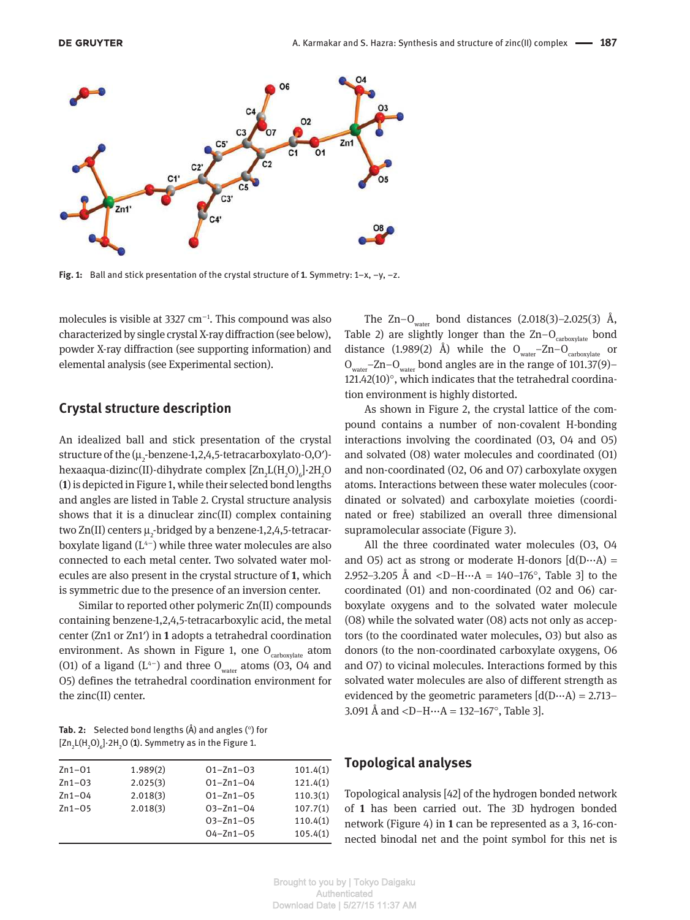Fig. 1: Ball and stick presentation of the crystal structure of **1**. Symmetry: 1−x, −y, −z.

molecules is visible at 3327 cm$^{-1}$. This compound was also characterized by single crystal X-ray diffraction (see below), powder X-ray diffraction (see supporting information) and elemental analysis (see Experimental section).

## Crystal structure description

An idealized ball and stick presentation of the crystal structure of the ($\mu_2$-benzene-1,2,4,5-tetracarboxylato-O,O′)-hexaaqua-dizinc(II)-dihydrate complex $[Zn_2L(H_2O)_6]\cdot 2H_2O$ (**1**) is depicted in Figure 1, while their selected bond lengths and angles are listed in Table 2. Crystal structure analysis shows that it is a dinuclear zinc(II) complex containing two Zn(II) centers $\mu_2$-bridged by a benzene-1,2,4,5-tetracarboxylate ligand ($L^{4-}$) while three water molecules are also connected to each metal center. Two solvated water molecules are also present in the crystal structure of **1**, which is symmetric due to the presence of an inversion center.

Similar to reported other polymeric Zn(II) compounds containing benzene-1,2,4,5-tetracarboxylic acid, the metal center (Zn1 or Zn1′) in **1** adopts a tetrahedral coordination environment. As shown in Figure 1, one $O_{carboxylate}$ atom (O1) of a ligand ($L^{4-}$) and three $O_{water}$ atoms (O3, O4 and O5) defines the tetrahedral coordination environment for the zinc(II) center.

Tab. 2: Selected bond lengths (Å) and angles (°) for $[Zn_2L(H_2O)_6]\cdot 2H_2O$ (**1**). Symmetry as in the Figure 1.

| | | | |
|---|---|---|---|
| Zn1–O1 | 1.989(2) | O1–Zn1–O3 | 101.4(1) |
| Zn1–O3 | 2.025(3) | O1–Zn1–O4 | 121.4(1) |
| Zn1–O4 | 2.018(3) | O1–Zn1–O5 | 110.3(1) |
| Zn1–O5 | 2.018(3) | O3–Zn1–O4 | 107.7(1) |
| | | O3–Zn1–O5 | 110.4(1) |
| | | O4–Zn1–O5 | 105.4(1) |

The $Zn–O_{water}$ bond distances (2.018(3)–2.025(3) Å, Table 2) are slightly longer than the $Zn–O_{carboxylate}$ bond distance (1.989(2) Å) while the $O_{water}–Zn–O_{carboxylate}$ or $O_{water}–Zn–O_{water}$ bond angles are in the range of 101.37(9)–121.42(10)°, which indicates that the tetrahedral coordination environment is highly distorted.

As shown in Figure 2, the crystal lattice of the compound contains a number of non-covalent H-bonding interactions involving the coordinated (O3, O4 and O5) and solvated (O8) water molecules and coordinated (O1) and non-coordinated (O2, O6 and O7) carboxylate oxygen atoms. Interactions between these water molecules (coordinated or solvated) and carboxylate moieties (coordinated or free) stabilized an overall three dimensional supramolecular associate (Figure 3).

All the three coordinated water molecules (O3, O4 and O5) act as strong or moderate H-donors [d(D···A) = 2.952–3.205 Å and <D–H···A = 140–176°, Table 3] to the coordinated (O1) and non-coordinated (O2 and O6) carboxylate oxygens and to the solvated water molecule (O8) while the solvated water (O8) acts not only as acceptors (to the coordinated water molecules, O3) but also as donors (to the non-coordinated carboxylate oxygens, O6 and O7) to vicinal molecules. Interactions formed by this solvated water molecules are also of different strength as evidenced by the geometric parameters [d(D···A) = 2.713–3.091 Å and <D–H···A = 132–167°, Table 3].

## Topological analyses

Topological analysis [42] of the hydrogen bonded network of **1** has been carried out. The 3D hydrogen bonded network (Figure 4) in **1** can be represented as a 3, 16-connected binodal net and the point symbol for this net is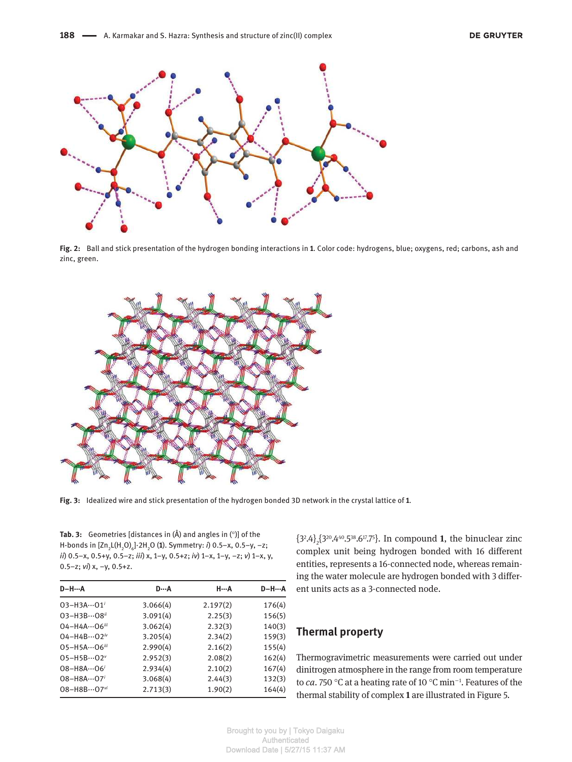Fig. 2: Ball and stick presentation of the hydrogen bonding interactions in **1**. Color code: hydrogens, blue; oxygens, red; carbons, ash and zinc, green.

Fig. 3: Idealized wire and stick presentation of the hydrogen bonded 3D network in the crystal lattice of **1**.

**Tab. 3:** Geometries [distances in (Å) and angles in (°)] of the H-bonds in $[Zn_2L(H_2O)_6]\cdot 2H_2O$ (**1**). Symmetry: *i)* 0.5−x, 0.5−y, −z; *ii)* 0.5−x, 0.5+y, 0.5−z; *iii)* x, 1−y, 0.5+z; *iv)* 1−x, 1−y, −z; *v)* 1−x, y, 0.5−z; *vi)* x, −y, 0.5+z.

| D–H···A | D···A | H···A | D–H···A |
|---|---|---|---|
| O3–H3A···O1$^{i}$ | 3.066(4) | 2.197(2) | 176(4) |
| O3–H3B···O8$^{ii}$ | 3.091(4) | 2.25(3) | 156(5) |
| O4–H4A···O6$^{iii}$ | 3.062(4) | 2.32(3) | 140(3) |
| O4–H4B···O2$^{iv}$ | 3.205(4) | 2.34(2) | 159(3) |
| O5–H5A···O6$^{iii}$ | 2.990(4) | 2.16(2) | 155(4) |
| O5–H5B···O2$^{v}$ | 2.952(3) | 2.08(2) | 162(4) |
| O8–H8A···O6$^{i}$ | 2.934(4) | 2.10(2) | 167(4) |
| O8–H8A···O7$^{i}$ | 3.068(4) | 2.44(3) | 132(3) |
| O8–H8B···O7$^{vi}$ | 2.713(3) | 1.90(2) | 164(4) |

$\{3^2.4\}_2\{3^{20}.4^{40}.5^{38}.6^{17}.7^5\}$. In compound **1**, the binuclear zinc complex unit being hydrogen bonded with 16 different entities, represents a 16-connected node, whereas remaining the water molecule are hydrogen bonded with 3 different units acts as a 3-connected node.

## Thermal property

Thermogravimetric measurements were carried out under dinitrogen atmosphere in the range from room temperature to *ca.* 750 °C at a heating rate of 10 °C min$^{-1}$. Features of the thermal stability of complex **1** are illustrated in Figure 5.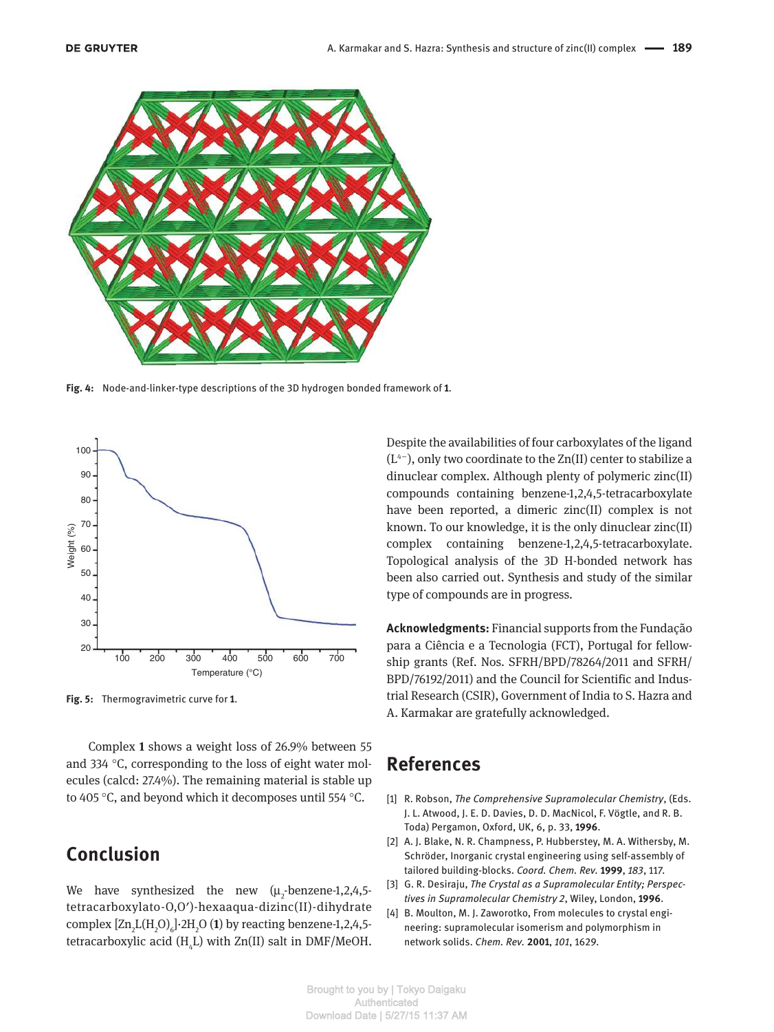Fig. 4: Node-and-linker-type descriptions of the 3D hydrogen bonded framework of **1**.

Fig. 5: Thermogravimetric curve for **1**.

Complex **1** shows a weight loss of 26.9% between 55 and 334 °C, corresponding to the loss of eight water molecules (calcd: 27.4%). The remaining material is stable up to 405 °C, and beyond which it decomposes until 554 °C.

## Conclusion

We have synthesized the new ($\mu_2$-benzene-1,2,4,5-tetracarboxylato-O,O′)-hexaaqua-dizinc(II)-dihydrate complex $[Zn_2L(H_2O)_6]\cdot 2H_2O$ (**1**) by reacting benzene-1,2,4,5-tetracarboxylic acid ($H_4L$) with Zn(II) salt in DMF/MeOH. Despite the availabilities of four carboxylates of the ligand ($L^{4-}$), only two coordinate to the Zn(II) center to stabilize a dinuclear complex. Although plenty of polymeric zinc(II) compounds containing benzene-1,2,4,5-tetracarboxylate have been reported, a dimeric zinc(II) complex is not known. To our knowledge, it is the only dinuclear zinc(II) complex containing benzene-1,2,4,5-tetracarboxylate. Topological analysis of the 3D H-bonded network has been also carried out. Synthesis and study of the similar type of compounds are in progress.

**Acknowledgments:** Financial supports from the Fundação para a Ciência e a Tecnologia (FCT), Portugal for fellowship grants (Ref. Nos. SFRH/BPD/78264/2011 and SFRH/BPD/76192/2011) and the Council for Scientific and Industrial Research (CSIR), Government of India to S. Hazra and A. Karmakar are gratefully acknowledged.

## References

[1] R. Robson, *The Comprehensive Supramolecular Chemistry*, (Eds. J. L. Atwood, J. E. D. Davies, D. D. MacNicol, F. Vögtle, and R. B. Toda) Pergamon, Oxford, UK, 6, p. 33, **1996**.

[2] A. J. Blake, N. R. Champness, P. Hubberstey, M. A. Withersby, M. Schröder, Inorganic crystal engineering using self-assembly of tailored building-blocks. *Coord. Chem. Rev.* **1999**, *183*, 117.

[3] G. R. Desiraju, *The Crystal as a Supramolecular Entity; Perspectives in Supramolecular Chemistry 2*, Wiley, London, **1996**.

[4] B. Moulton, M. J. Zaworotko, From molecules to crystal engineering: supramolecular isomerism and polymorphism in network solids. *Chem. Rev.* **2001**, *101*, 1629.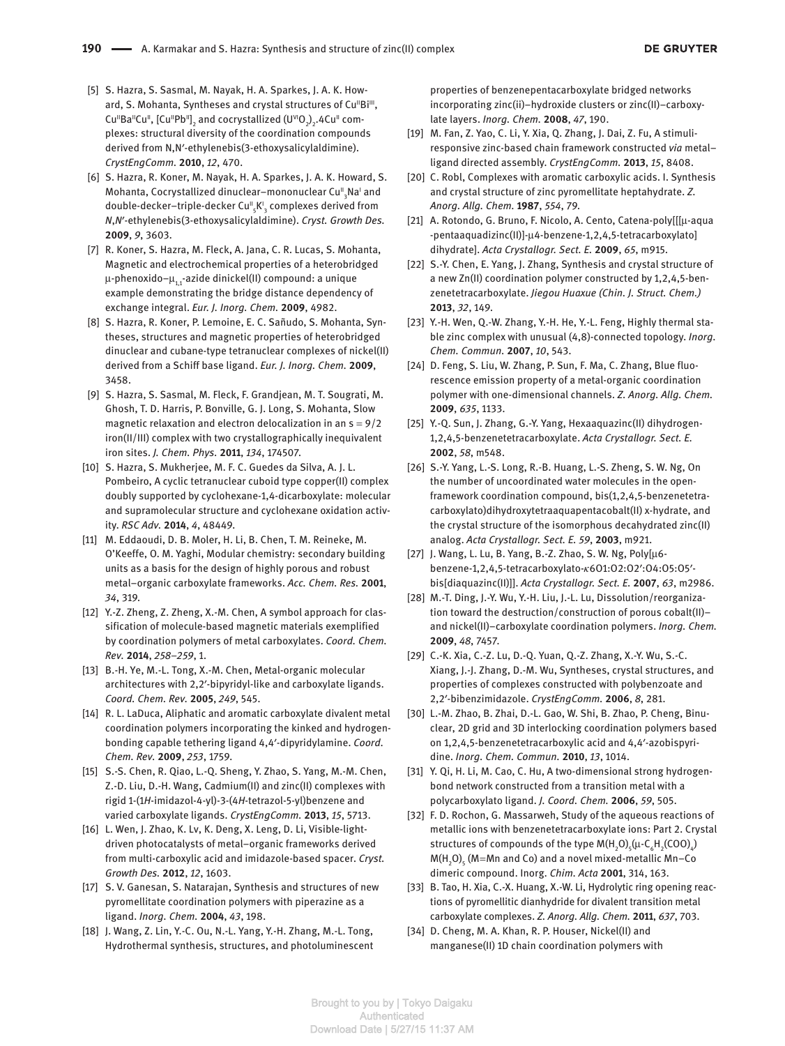[5] S. Hazra, S. Sasmal, M. Nayak, H. A. Sparkes, J. A. K. Howard, S. Mohanta, Syntheses and crystal structures of $Cu^{II}Bi^{III}$, $Cu^{II}Ba^{II}Cu^{II}$, $[Cu^{II}Pb^{II}]_2$ and cocrystallized $(U^{VI}O_2)_2.4Cu^{II}$ complexes: structural diversity of the coordination compounds derived from N,N′-ethylenebis(3-ethoxysalicylaldimine). *CrystEngComm.* **2010**, *12*, 470.

[6] S. Hazra, R. Koner, M. Nayak, H. A. Sparkes, J. A. K. Howard, S. Mohanta, Cocrystallized dinuclear–mononuclear $Cu^{II}_3Na^I$ and double-decker–triple-decker $Cu^{II}_5K^I_3$ complexes derived from *N,N′*-ethylenebis(3-ethoxysalicylaldimine). *Cryst. Growth Des.* **2009**, *9*, 3603.

[7] R. Koner, S. Hazra, M. Fleck, A. Jana, C. R. Lucas, S. Mohanta, Magnetic and electrochemical properties of a heterobridged μ-phenoxido–$\mu_{1,1}$-azide dinickel(II) compound: a unique example demonstrating the bridge distance dependency of exchange integral. *Eur. J. Inorg. Chem.* **2009**, 4982.

[8] S. Hazra, R. Koner, P. Lemoine, E. C. Sañudo, S. Mohanta, Syntheses, structures and magnetic properties of heterobridged dinuclear and cubane-type tetranuclear complexes of nickel(II) derived from a Schiff base ligand. *Eur. J. Inorg. Chem.* **2009**, 3458.

[9] S. Hazra, S. Sasmal, M. Fleck, F. Grandjean, M. T. Sougrati, M. Ghosh, T. D. Harris, P. Bonville, G. J. Long, S. Mohanta, Slow magnetic relaxation and electron delocalization in an $s = 9/2$ iron(II/III) complex with two crystallographically inequivalent iron sites. *J. Chem. Phys.* **2011**, *134*, 174507.

[10] S. Hazra, S. Mukherjee, M. F. C. Guedes da Silva, A. J. L. Pombeiro, A cyclic tetranuclear cuboid type copper(II) complex doubly supported by cyclohexane-1,4-dicarboxylate: molecular and supramolecular structure and cyclohexane oxidation activity. *RSC Adv.* **2014**, *4*, 48449.

[11] M. Eddaoudi, D. B. Moler, H. Li, B. Chen, T. M. Reineke, M. O'Keeffe, O. M. Yaghi, Modular chemistry: secondary building units as a basis for the design of highly porous and robust metal–organic carboxylate frameworks. *Acc. Chem. Res.* **2001**, *34*, 319.

[12] Y.-Z. Zheng, Z. Zheng, X.-M. Chen, A symbol approach for classification of molecule-based magnetic materials exemplified by coordination polymers of metal carboxylates. *Coord. Chem. Rev.* **2014**, *258–259*, 1.

[13] B.-H. Ye, M.-L. Tong, X.-M. Chen, Metal-organic molecular architectures with 2,2′-bipyridyl-like and carboxylate ligands. *Coord. Chem. Rev.* **2005**, *249*, 545.

[14] R. L. LaDuca, Aliphatic and aromatic carboxylate divalent metal coordination polymers incorporating the kinked and hydrogen-bonding capable tethering ligand 4,4′-dipyridylamine. *Coord. Chem. Rev.* **2009**, *253*, 1759.

[15] S.-S. Chen, R. Qiao, L.-Q. Sheng, Y. Zhao, S. Yang, M.-M. Chen, Z.-D. Liu, D.-H. Wang, Cadmium(II) and zinc(II) complexes with rigid 1-(1*H*-imidazol-4-yl)-3-(4*H*-tetrazol-5-yl)benzene and varied carboxylate ligands. *CrystEngComm.* **2013**, *15*, 5713.

[16] L. Wen, J. Zhao, K. Lv, K. Deng, X. Leng, D. Li, Visible-light-driven photocatalysts of metal–organic frameworks derived from multi-carboxylic acid and imidazole-based spacer. *Cryst. Growth Des.* **2012**, *12*, 1603.

[17] S. V. Ganesan, S. Natarajan, Synthesis and structures of new pyromellitate coordination polymers with piperazine as a ligand. *Inorg. Chem.* **2004**, *43*, 198.

[18] J. Wang, Z. Lin, Y.-C. Ou, N.-L. Yang, Y.-H. Zhang, M.-L. Tong, Hydrothermal synthesis, structures, and photoluminescent properties of benzenepentacarboxylate bridged networks incorporating zinc(ii)–hydroxide clusters or zinc(II)–carboxylate layers. *Inorg. Chem.* **2008**, *47*, 190.

[19] M. Fan, Z. Yao, C. Li, Y. Xia, Q. Zhang, J. Dai, Z. Fu, A stimuli-responsive zinc-based chain framework constructed *via* metal–ligand directed assembly. *CrystEngComm.* **2013**, *15*, 8408.

[20] C. Robl, Complexes with aromatic carboxylic acids. I. Synthesis and crystal structure of zinc pyromellitate heptahydrate. *Z. Anorg. Allg. Chem.* **1987**, *554*, 79.

[21] A. Rotondo, G. Bruno, F. Nicolo, A. Cento, Catena-poly[[[μ-aqua -pentaaquadizinc(II)]-μ4-benzene-1,2,4,5-tetracarboxylato] dihydrate]. *Acta Crystallogr. Sect. E.* **2009**, *65*, m915.

[22] S.-Y. Chen, E. Yang, J. Zhang, Synthesis and crystal structure of a new Zn(II) coordination polymer constructed by 1,2,4,5-benzenetetracarboxylate. *Jiegou Huaxue (Chin. J. Struct. Chem.)* **2013**, *32*, 149.

[23] Y.-H. Wen, Q.-W. Zhang, Y.-H. He, Y.-L. Feng, Highly thermal stable zinc complex with unusual (4,8)-connected topology. *Inorg. Chem. Commun.* **2007**, *10*, 543.

[24] D. Feng, S. Liu, W. Zhang, P. Sun, F. Ma, C. Zhang, Blue fluorescence emission property of a metal-organic coordination polymer with one-dimensional channels. *Z. Anorg. Allg. Chem.* **2009**, *635*, 1133.

[25] Y.-Q. Sun, J. Zhang, G.-Y. Yang, Hexaaquazinc(II) dihydrogen-1,2,4,5-benzenetetracarboxylate. *Acta Crystallogr. Sect. E.* **2002**, *58*, m548.

[26] S.-Y. Yang, L.-S. Long, R.-B. Huang, L.-S. Zheng, S. W. Ng, On the number of uncoordinated water molecules in the open-framework coordination compound, bis(1,2,4,5-benzenetetracarboxylato)dihydroxytetraaquapentacobalt(II) x-hydrate, and the crystal structure of the isomorphous decahydrated zinc(II) analog. *Acta Crystallogr. Sect. E. 59*, **2003**, m921.

[27] J. Wang, L. Lu, B. Yang, B.-Z. Zhao, S. W. Ng, Poly[μ6-benzene-1,2,4,5-tetracarboxylato-κ6O1:O2:O2′:O4:O5:O5′-bis[diaquazinc(II)]]. *Acta Crystallogr. Sect. E.* **2007**, *63*, m2986.

[28] M.-T. Ding, J.-Y. Wu, Y.-H. Liu, J.-L. Lu, Dissolution/reorganization toward the destruction/construction of porous cobalt(II)– and nickel(II)–carboxylate coordination polymers. *Inorg. Chem.* **2009**, *48*, 7457.

[29] C.-K. Xia, C.-Z. Lu, D.-Q. Yuan, Q.-Z. Zhang, X.-Y. Wu, S.-C. Xiang, J.-J. Zhang, D.-M. Wu, Syntheses, crystal structures, and properties of complexes constructed with polybenzoate and 2,2′-bibenzimidazole. *CrystEngComm.* **2006**, *8*, 281.

[30] L.-M. Zhao, B. Zhai, D.-L. Gao, W. Shi, B. Zhao, P. Cheng, Binuclear, 2D grid and 3D interlocking coordination polymers based on 1,2,4,5-benzenetetracarboxylic acid and 4,4′-azobispyridine. *Inorg. Chem. Commun.* **2010**, *13*, 1014.

[31] Y. Qi, H. Li, M. Cao, C. Hu, A two-dimensional strong hydrogen-bond network constructed from a transition metal with a polycarboxylato ligand. *J. Coord. Chem.* **2006**, *59*, 505.

[32] F. D. Rochon, G. Massarweh, Study of the aqueous reactions of metallic ions with benzenetetracarboxylate ions: Part 2. Crystal structures of compounds of the type $M(H_2O)_5(\mu\text{-}C_6H_2(COO)_4)M(H_2O)_5$ (M=Mn and Co) and a novel mixed-metallic Mn–Co dimeric compound. Inorg. *Chim. Acta* **2001**, 314, 163.

[33] B. Tao, H. Xia, C.-X. Huang, X.-W. Li, Hydrolytic ring opening reactions of pyromellitic dianhydride for divalent transition metal carboxylate complexes. *Z. Anorg. Allg. Chem.* **2011**, *637*, 703.

[34] D. Cheng, M. A. Khan, R. P. Houser, Nickel(II) and manganese(II) 1D chain coordination polymers with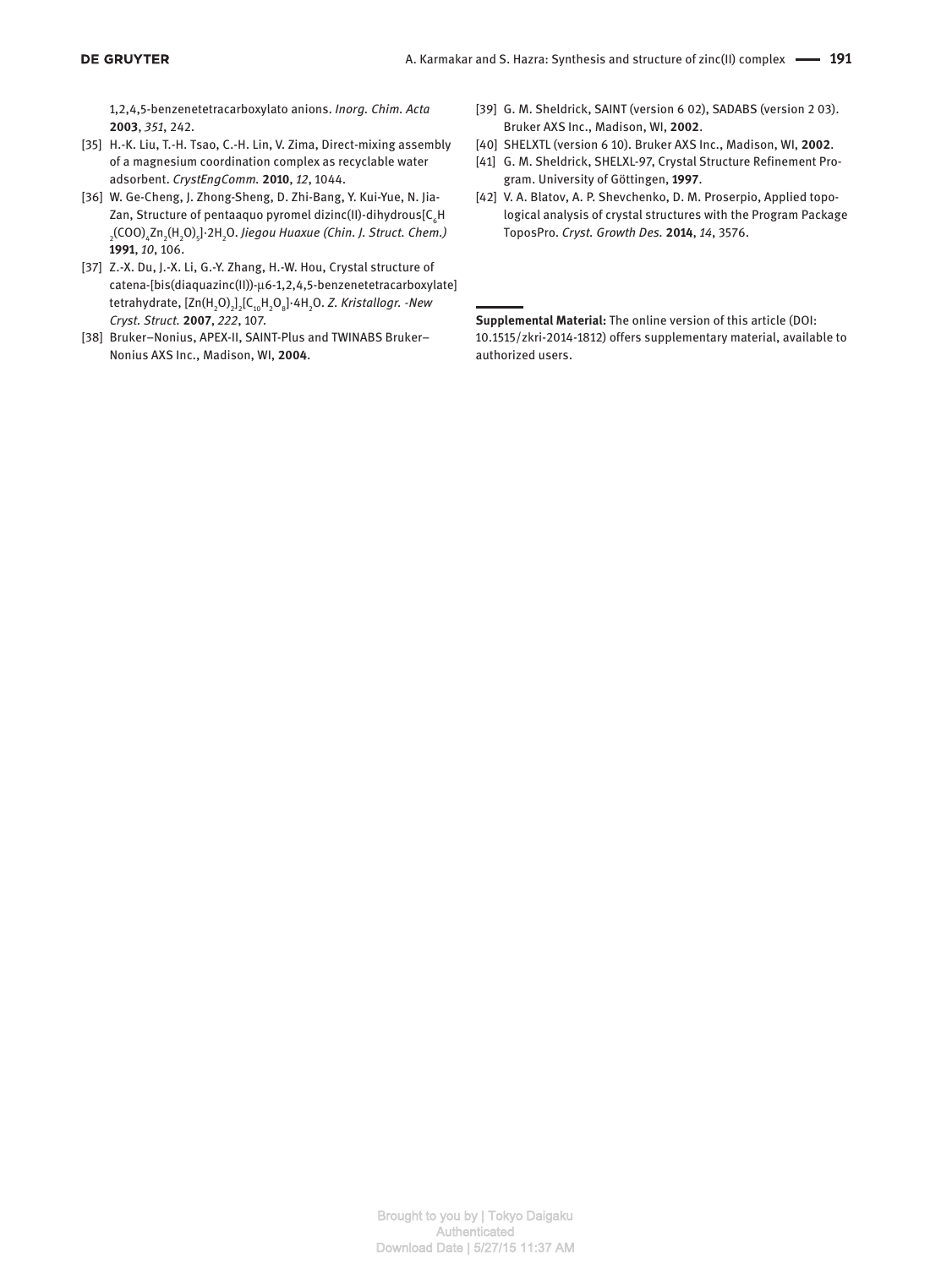1,2,4,5-benzenetetracarboxylato anions. *Inorg. Chim. Acta* **2003**, *351*, 242.

[35] H.-K. Liu, T.-H. Tsao, C.-H. Lin, V. Zima, Direct-mixing assembly of a magnesium coordination complex as recyclable water adsorbent. *CrystEngComm.* **2010**, *12*, 1044.

[36] W. Ge-Cheng, J. Zhong-Sheng, D. Zhi-Bang, Y. Kui-Yue, N. Jia-Zan, Structure of pentaaquo pyromel dizinc(II)-dihydrous[$C_6H_2(COO)_4Zn_2(H_2O)_5$]·$2H_2O$. *Jiegou Huaxue (Chin. J. Struct. Chem.)* **1991**, *10*, 106.

[37] Z.-X. Du, J.-X. Li, G.-Y. Zhang, H.-W. Hou, Crystal structure of catena-[bis(diaquazinc(II))-μ6-1,2,4,5-benzenetetracarboxylate] tetrahydrate, $[Zn(H_2O)_2]_2[C_{10}H_2O_8]$·$4H_2O$. *Z. Kristallogr. -New Cryst. Struct.* **2007**, *222*, 107.

[38] Bruker–Nonius, APEX-II, SAINT-Plus and TWINABS Bruker–Nonius AXS Inc., Madison, WI, **2004**.

[39] G. M. Sheldrick, SAINT (version 6 02), SADABS (version 2 03). Bruker AXS Inc., Madison, WI, **2002**.

[40] SHELXTL (version 6 10). Bruker AXS Inc., Madison, WI, **2002**.

[41] G. M. Sheldrick, SHELXL-97, Crystal Structure Refinement Program. University of Göttingen, **1997**.

[42] V. A. Blatov, A. P. Shevchenko, D. M. Proserpio, Applied topological analysis of crystal structures with the Program Package ToposPro. *Cryst. Growth Des.* **2014**, *14*, 3576.

**Supplemental Material:** The online version of this article (DOI: 10.1515/zkri-2014-1812) offers supplementary material, available to authorized users.